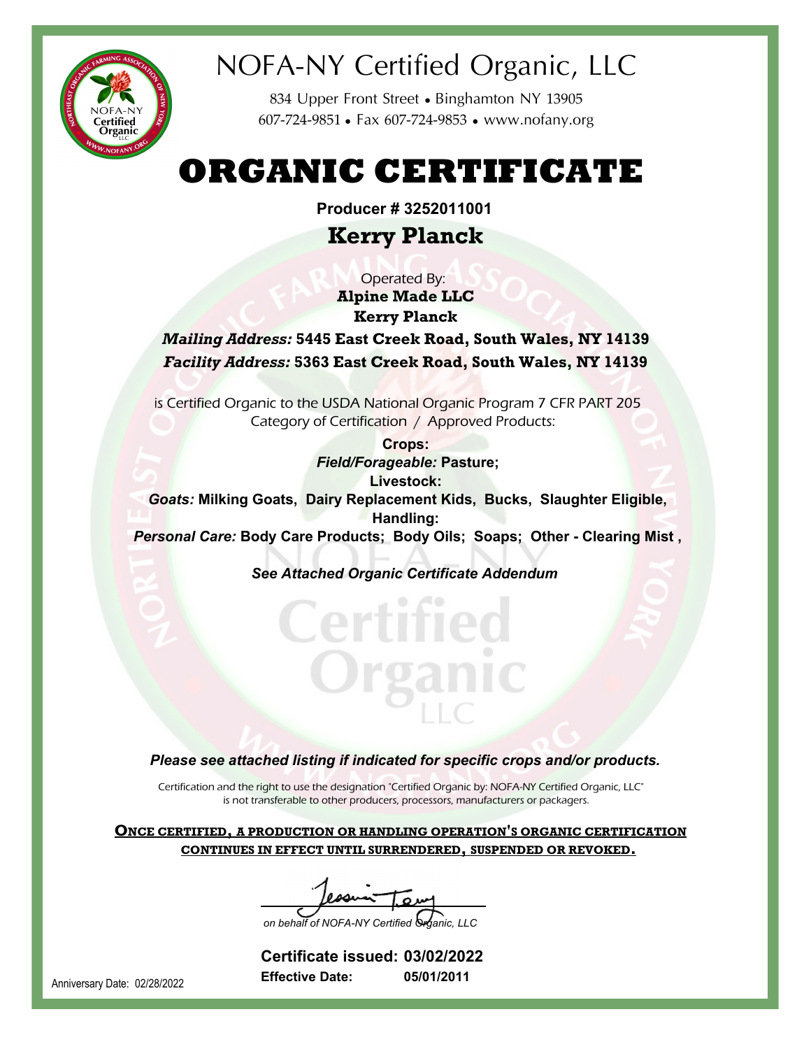# NOFA-NY Certified Organic, LLC

834 Upper Front Street • Binghamton NY 13905
607-724-9851 • Fax 607-724-9853 • www.nofany.org

# ORGANIC CERTIFICATE

**Producer # 3252011001**

## Kerry Planck

Operated By:
**Alpine Made LLC**
**Kerry Planck**

***Mailing Address:*** **5445 East Creek Road, South Wales, NY 14139**
***Facility Address:*** **5363 East Creek Road, South Wales, NY 14139**

is Certified Organic to the USDA National Organic Program 7 CFR PART 205
Category of Certification / Approved Products:

**Crops:**
***Field/Forageable:*** **Pasture;**
**Livestock:**
***Goats:*** **Milking Goats, Dairy Replacement Kids, Bucks, Slaughter Eligible,**
**Handling:**
***Personal Care:*** **Body Care Products; Body Oils; Soaps; Other - Clearing Mist ,**

***See Attached Organic Certificate Addendum***

***Please see attached listing if indicated for specific crops and/or products.***

Certification and the right to use the designation "Certified Organic by: NOFA-NY Certified Organic, LLC" is not transferable to other producers, processors, manufacturers or packagers.

**ONCE CERTIFIED, A PRODUCTION OR HANDLING OPERATION'S ORGANIC CERTIFICATION CONTINUES IN EFFECT UNTIL SURRENDERED, SUSPENDED OR REVOKED.**

*on behalf of NOFA-NY Certified Organic, LLC*

**Certificate issued: 03/02/2022**
**Effective Date: 05/01/2011**

Anniversary Date: 02/28/2022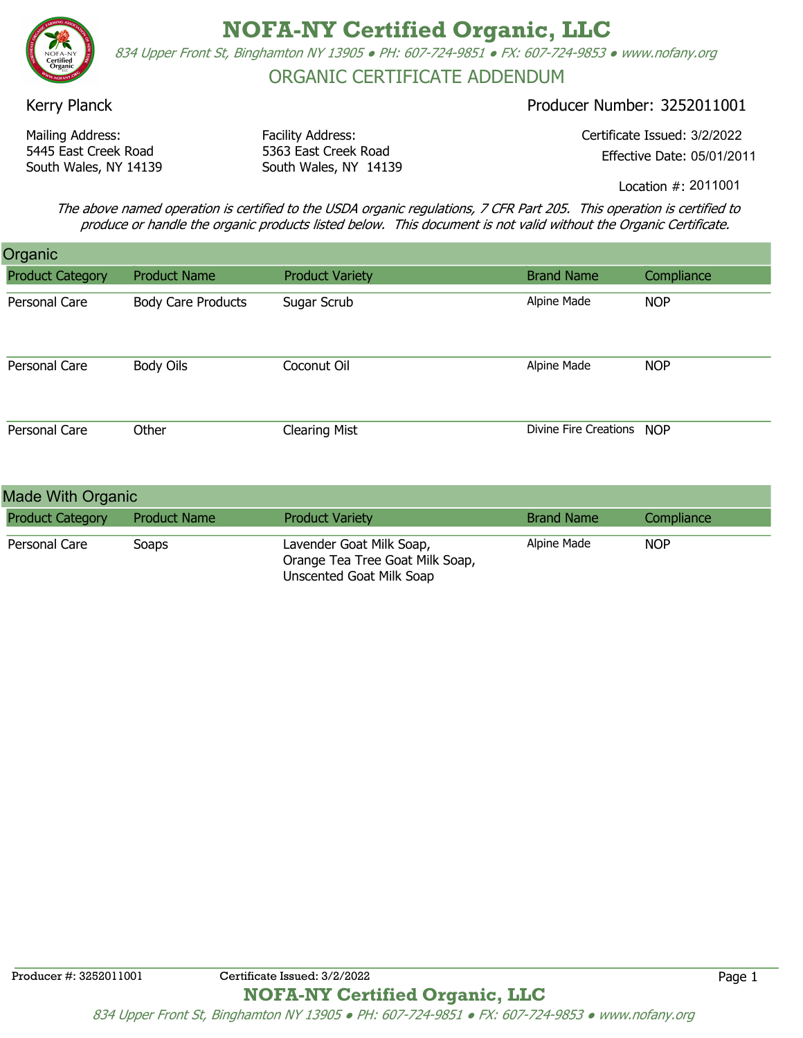# NOFA-NY Certified Organic, LLC

*834 Upper Front St, Binghamton NY 13905 • PH: 607-724-9851 • FX: 607-724-9853 • www.nofany.org*

## ORGANIC CERTIFICATE ADDENDUM

Kerry Planck

Producer Number: 3252011001

Mailing Address:
5445 East Creek Road
South Wales, NY 14139

Facility Address:
5363 East Creek Road
South Wales, NY 14139

Certificate Issued: 3/2/2022
Effective Date: 05/01/2011
Location #: 2011001

*The above named operation is certified to the USDA organic regulations, 7 CFR Part 205. This operation is certified to produce or handle the organic products listed below. This document is not valid without the Organic Certificate.*

### Organic

| Product Category | Product Name | Product Variety | Brand Name | Compliance |
|---|---|---|---|---|
| Personal Care | Body Care Products | Sugar Scrub | Alpine Made | NOP |
| Personal Care | Body Oils | Coconut Oil | Alpine Made | NOP |
| Personal Care | Other | Clearing Mist | Divine Fire Creations | NOP |

### Made With Organic

| Product Category | Product Name | Product Variety | Brand Name | Compliance |
|---|---|---|---|---|
| Personal Care | Soaps | Lavender Goat Milk Soap, Orange Tea Tree Goat Milk Soap, Unscented Goat Milk Soap | Alpine Made | NOP |